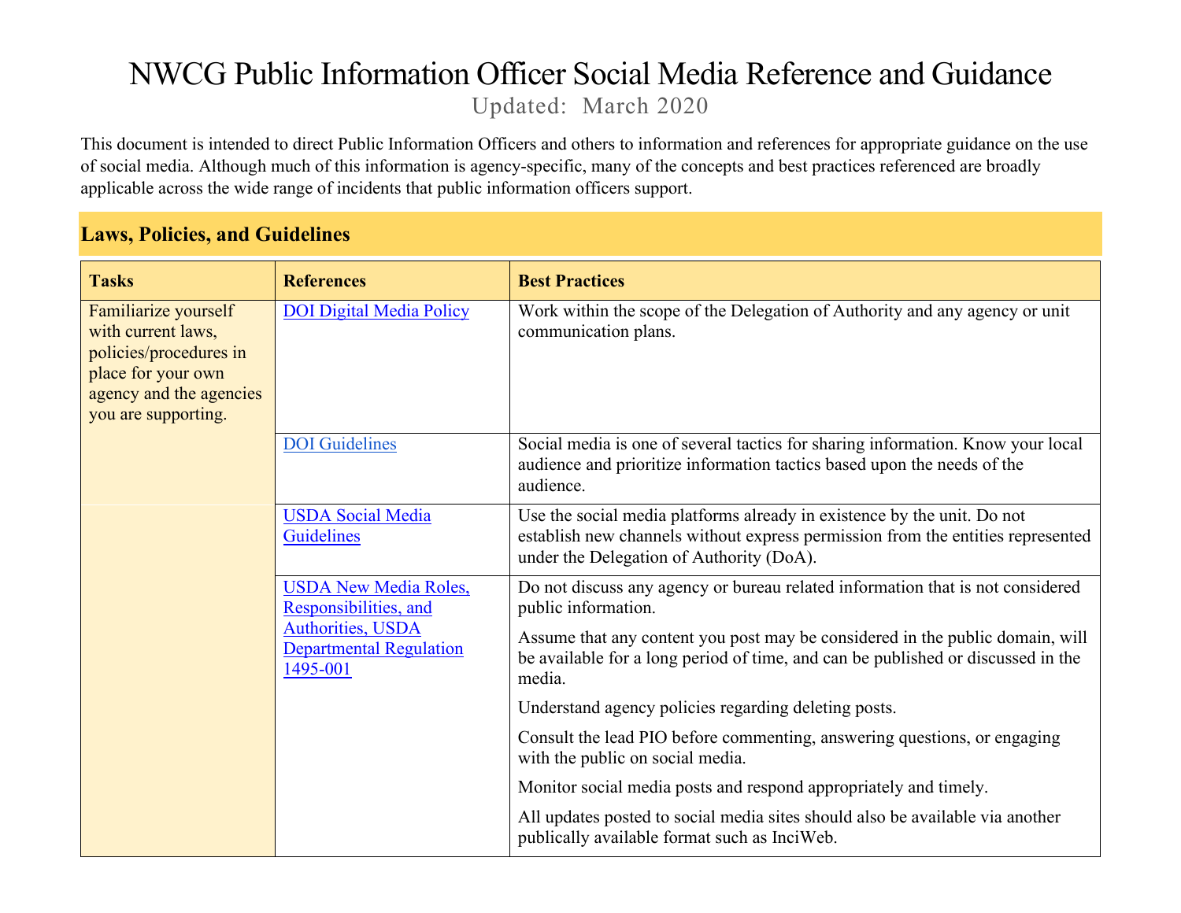# NWCG Public Information Officer Social Media Reference and Guidance

Updated: March 2020

This document is intended to direct Public Information Officers and others to information and references for appropriate guidance on the use of social media. Although much of this information is agency-specific, many of the concepts and best practices referenced are broadly applicable across the wide range of incidents that public information officers support.

## Laws, Policies, and Guidelines

| Tasks | References | Best Practices |
|---|---|---|
| Familiarize yourself with current laws, policies/procedures in place for your own agency and the agencies you are supporting. | DOI Digital Media Policy | Work within the scope of the Delegation of Authority and any agency or unit communication plans. |
| | DOI Guidelines | Social media is one of several tactics for sharing information. Know your local audience and prioritize information tactics based upon the needs of the audience. |
| | USDA Social Media Guidelines | Use the social media platforms already in existence by the unit. Do not establish new channels without express permission from the entities represented under the Delegation of Authority (DoA). |
| | USDA New Media Roles, Responsibilities, and Authorities, USDA Departmental Regulation 1495-001 | Do not discuss any agency or bureau related information that is not considered public information.<br><br>Assume that any content you post may be considered in the public domain, will be available for a long period of time, and can be published or discussed in the media.<br><br>Understand agency policies regarding deleting posts.<br><br>Consult the lead PIO before commenting, answering questions, or engaging with the public on social media.<br><br>Monitor social media posts and respond appropriately and timely.<br><br>All updates posted to social media sites should also be available via another publically available format such as InciWeb. |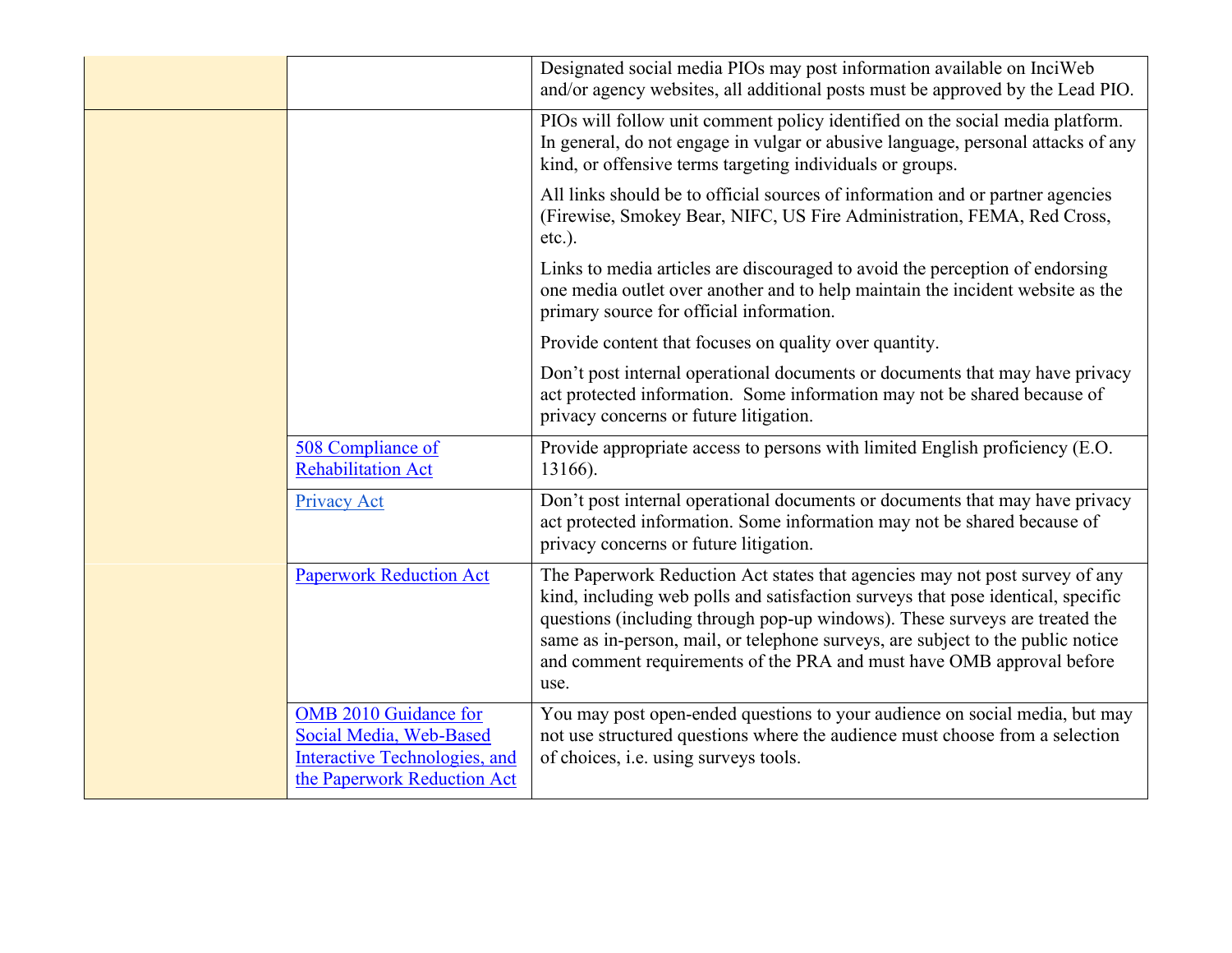| | | |
|---|---|---|
| | | Designated social media PIOs may post information available on InciWeb and/or agency websites, all additional posts must be approved by the Lead PIO. |
| | | PIOs will follow unit comment policy identified on the social media platform. In general, do not engage in vulgar or abusive language, personal attacks of any kind, or offensive terms targeting individuals or groups.<br><br>All links should be to official sources of information and or partner agencies (Firewise, Smokey Bear, NIFC, US Fire Administration, FEMA, Red Cross, etc.).<br><br>Links to media articles are discouraged to avoid the perception of endorsing one media outlet over another and to help maintain the incident website as the primary source for official information.<br><br>Provide content that focuses on quality over quantity.<br><br>Don't post internal operational documents or documents that may have privacy act protected information. Some information may not be shared because of privacy concerns or future litigation. |
| | 508 Compliance of Rehabilitation Act | Provide appropriate access to persons with limited English proficiency (E.O. 13166). |
| | Privacy Act | Don't post internal operational documents or documents that may have privacy act protected information. Some information may not be shared because of privacy concerns or future litigation. |
| | Paperwork Reduction Act | The Paperwork Reduction Act states that agencies may not post survey of any kind, including web polls and satisfaction surveys that pose identical, specific questions (including through pop-up windows). These surveys are treated the same as in-person, mail, or telephone surveys, are subject to the public notice and comment requirements of the PRA and must have OMB approval before use. |
| | OMB 2010 Guidance for Social Media, Web-Based Interactive Technologies, and the Paperwork Reduction Act | You may post open-ended questions to your audience on social media, but may not use structured questions where the audience must choose from a selection of choices, i.e. using surveys tools. |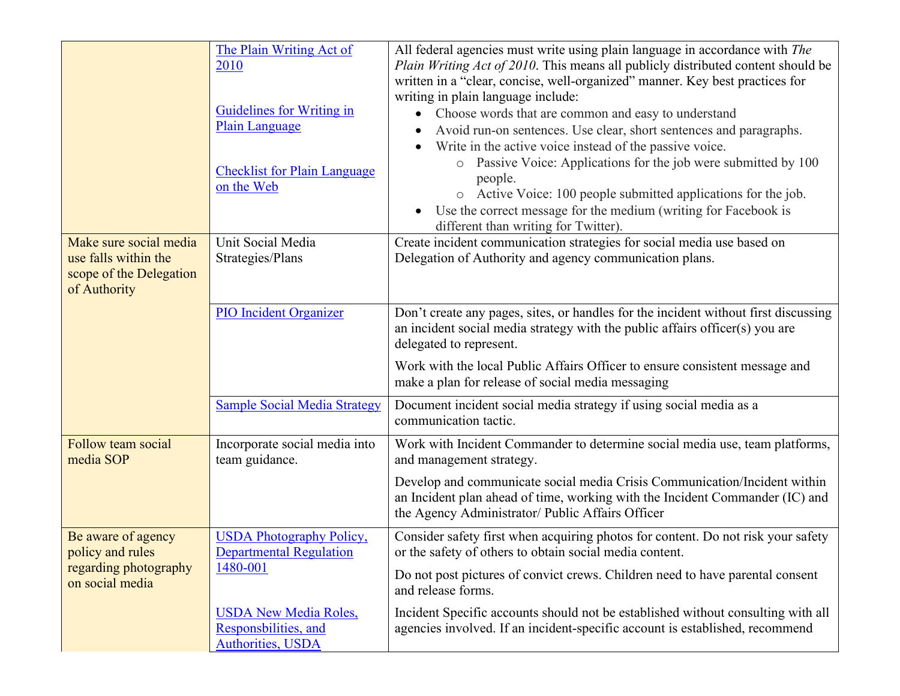| | | |
|---|---|---|
| | The Plain Writing Act of 2010<br><br>Guidelines for Writing in Plain Language<br><br>Checklist for Plain Language on the Web | All federal agencies must write using plain language in accordance with *The Plain Writing Act of 2010*. This means all publicly distributed content should be written in a "clear, concise, well-organized" manner. Key best practices for writing in plain language include:<br>• Choose words that are common and easy to understand<br>• Avoid run-on sentences. Use clear, short sentences and paragraphs.<br>• Write in the active voice instead of the passive voice.<br>  ◦ Passive Voice: Applications for the job were submitted by 100 people.<br>  ◦ Active Voice: 100 people submitted applications for the job.<br>• Use the correct message for the medium (writing for Facebook is different than writing for Twitter). |
| Make sure social media use falls within the scope of the Delegation of Authority | Unit Social Media Strategies/Plans | Create incident communication strategies for social media use based on Delegation of Authority and agency communication plans. |
| | PIO Incident Organizer | Don't create any pages, sites, or handles for the incident without first discussing an incident social media strategy with the public affairs officer(s) you are delegated to represent.<br><br>Work with the local Public Affairs Officer to ensure consistent message and make a plan for release of social media messaging |
| | Sample Social Media Strategy | Document incident social media strategy if using social media as a communication tactic. |
| Follow team social media SOP | Incorporate social media into team guidance. | Work with Incident Commander to determine social media use, team platforms, and management strategy.<br><br>Develop and communicate social media Crisis Communication/Incident within an Incident plan ahead of time, working with the Incident Commander (IC) and the Agency Administrator/ Public Affairs Officer |
| Be aware of agency policy and rules regarding photography on social media | USDA Photography Policy, Departmental Regulation 1480-001<br><br>USDA New Media Roles, Responsbilities, and Authorities, USDA | Consider safety first when acquiring photos for content. Do not risk your safety or the safety of others to obtain social media content.<br><br>Do not post pictures of convict crews. Children need to have parental consent and release forms.<br><br>Incident Specific accounts should not be established without consulting with all agencies involved. If an incident-specific account is established, recommend |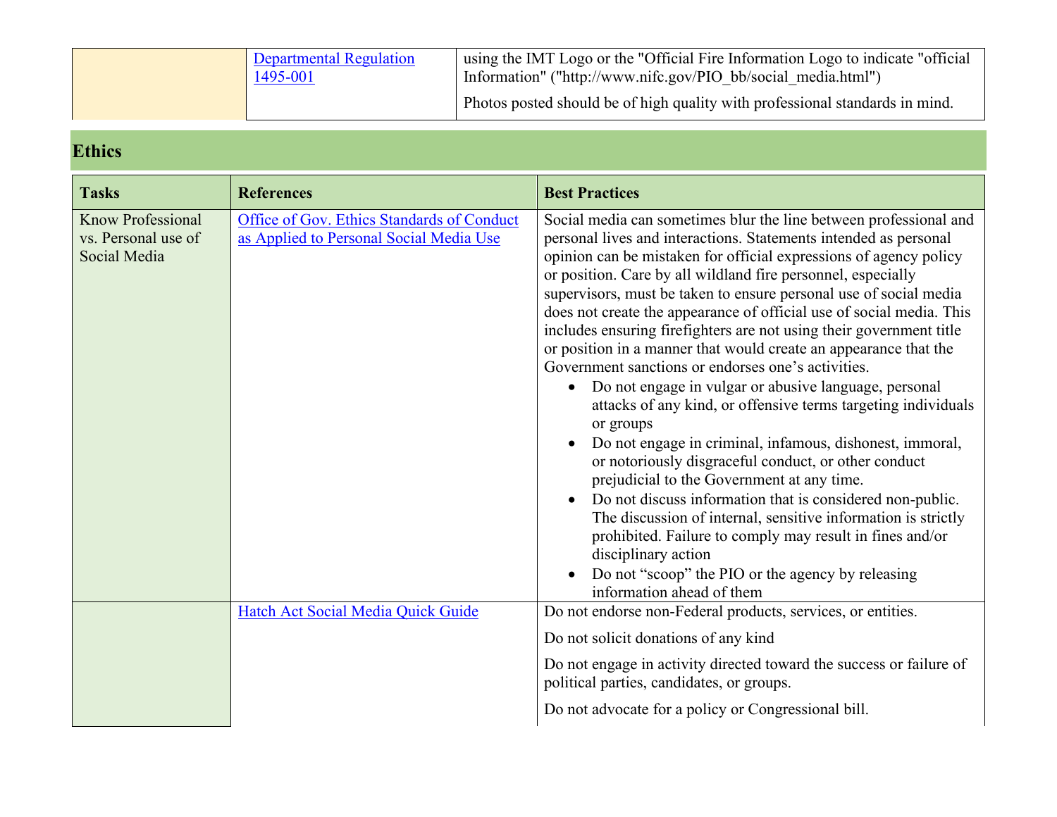| | | |
|---|---|---|
| | Departmental Regulation 1495-001 | using the IMT Logo or the "Official Fire Information Logo to indicate "official Information" ("http://www.nifc.gov/PIO_bb/social_media.html")<br><br>Photos posted should be of high quality with professional standards in mind. |

## Ethics

| Tasks | References | Best Practices |
|---|---|---|
| Know Professional vs. Personal use of Social Media | Office of Gov. Ethics Standards of Conduct as Applied to Personal Social Media Use | Social media can sometimes blur the line between professional and personal lives and interactions. Statements intended as personal opinion can be mistaken for official expressions of agency policy or position. Care by all wildland fire personnel, especially supervisors, must be taken to ensure personal use of social media does not create the appearance of official use of social media. This includes ensuring firefighters are not using their government title or position in a manner that would create an appearance that the Government sanctions or endorses one's activities.<br>• Do not engage in vulgar or abusive language, personal attacks of any kind, or offensive terms targeting individuals or groups<br>• Do not engage in criminal, infamous, dishonest, immoral, or notoriously disgraceful conduct, or other conduct prejudicial to the Government at any time.<br>• Do not discuss information that is considered non-public. The discussion of internal, sensitive information is strictly prohibited. Failure to comply may result in fines and/or disciplinary action<br>• Do not "scoop" the PIO or the agency by releasing information ahead of them |
| | Hatch Act Social Media Quick Guide | Do not endorse non-Federal products, services, or entities.<br><br>Do not solicit donations of any kind<br><br>Do not engage in activity directed toward the success or failure of political parties, candidates, or groups.<br><br>Do not advocate for a policy or Congressional bill. |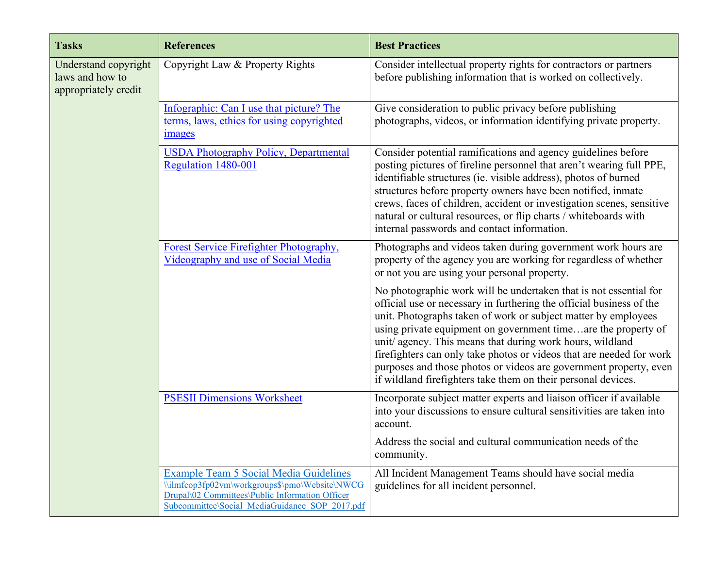| Tasks | References | Best Practices |
|---|---|---|
| Understand copyright laws and how to appropriately credit | Copyright Law & Property Rights | Consider intellectual property rights for contractors or partners before publishing information that is worked on collectively. |
| | [Infographic: Can I use that picture? The terms, laws, ethics for using copyrighted images]() | Give consideration to public privacy before publishing photographs, videos, or information identifying private property. |
| | [USDA Photography Policy, Departmental Regulation 1480-001]() | Consider potential ramifications and agency guidelines before posting pictures of fireline personnel that aren't wearing full PPE, identifiable structures (ie. visible address), photos of burned structures before property owners have been notified, inmate crews, faces of children, accident or investigation scenes, sensitive natural or cultural resources, or flip charts / whiteboards with internal passwords and contact information. |
| | [Forest Service Firefighter Photography, Videography and use of Social Media]() | Photographs and videos taken during government work hours are property of the agency you are working for regardless of whether or not you are using your personal property.<br><br>No photographic work will be undertaken that is not essential for official use or necessary in furthering the official business of the unit. Photographs taken of work or subject matter by employees using private equipment on government time…are the property of unit/ agency. This means that during work hours, wildland firefighters can only take photos or videos that are needed for work purposes and those photos or videos are government property, even if wildland firefighters take them on their personal devices. |
| | [PSESII Dimensions Worksheet]() | Incorporate subject matter experts and liaison officer if available into your discussions to ensure cultural sensitivities are taken into account.<br><br>Address the social and cultural communication needs of the community. |
| | [Example Team 5 Social Media Guidelines]() \\ilmfcop3fp02vm\workgroups$\pmo\Website\NWCG Drupal\02 Committees\Public Information Officer Subcommittee\Social_MediaGuidance_SOP_2017.pdf | All Incident Management Teams should have social media guidelines for all incident personnel. |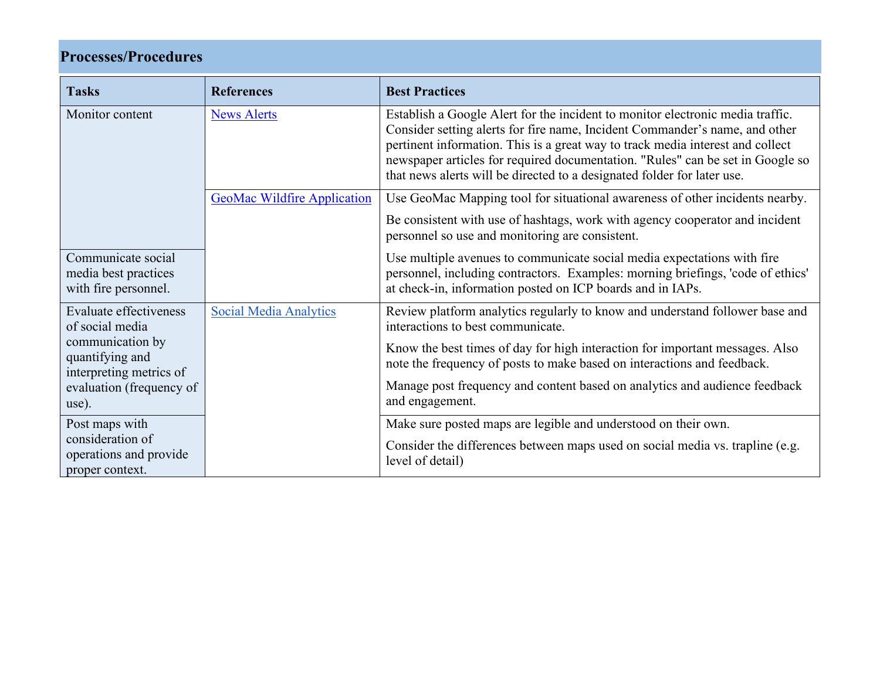## Processes/Procedures

| Tasks | References | Best Practices |
|---|---|---|
| Monitor content | [News Alerts]() | Establish a Google Alert for the incident to monitor electronic media traffic. Consider setting alerts for fire name, Incident Commander's name, and other pertinent information. This is a great way to track media interest and collect newspaper articles for required documentation. "Rules" can be set in Google so that news alerts will be directed to a designated folder for later use. |
| | [GeoMac Wildfire Application]() | Use GeoMac Mapping tool for situational awareness of other incidents nearby. |
| | | Be consistent with use of hashtags, work with agency cooperator and incident personnel so use and monitoring are consistent. |
| Communicate social media best practices with fire personnel. | | Use multiple avenues to communicate social media expectations with fire personnel, including contractors. Examples: morning briefings, 'code of ethics' at check-in, information posted on ICP boards and in IAPs. |
| Evaluate effectiveness of social media communication by quantifying and interpreting metrics of evaluation (frequency of use). | [Social Media Analytics]() | Review platform analytics regularly to know and understand follower base and interactions to best communicate. |
| | | Know the best times of day for high interaction for important messages. Also note the frequency of posts to make based on interactions and feedback. |
| | | Manage post frequency and content based on analytics and audience feedback and engagement. |
| Post maps with consideration of operations and provide proper context. | | Make sure posted maps are legible and understood on their own. |
| | | Consider the differences between maps used on social media vs. trapline (e.g. level of detail) |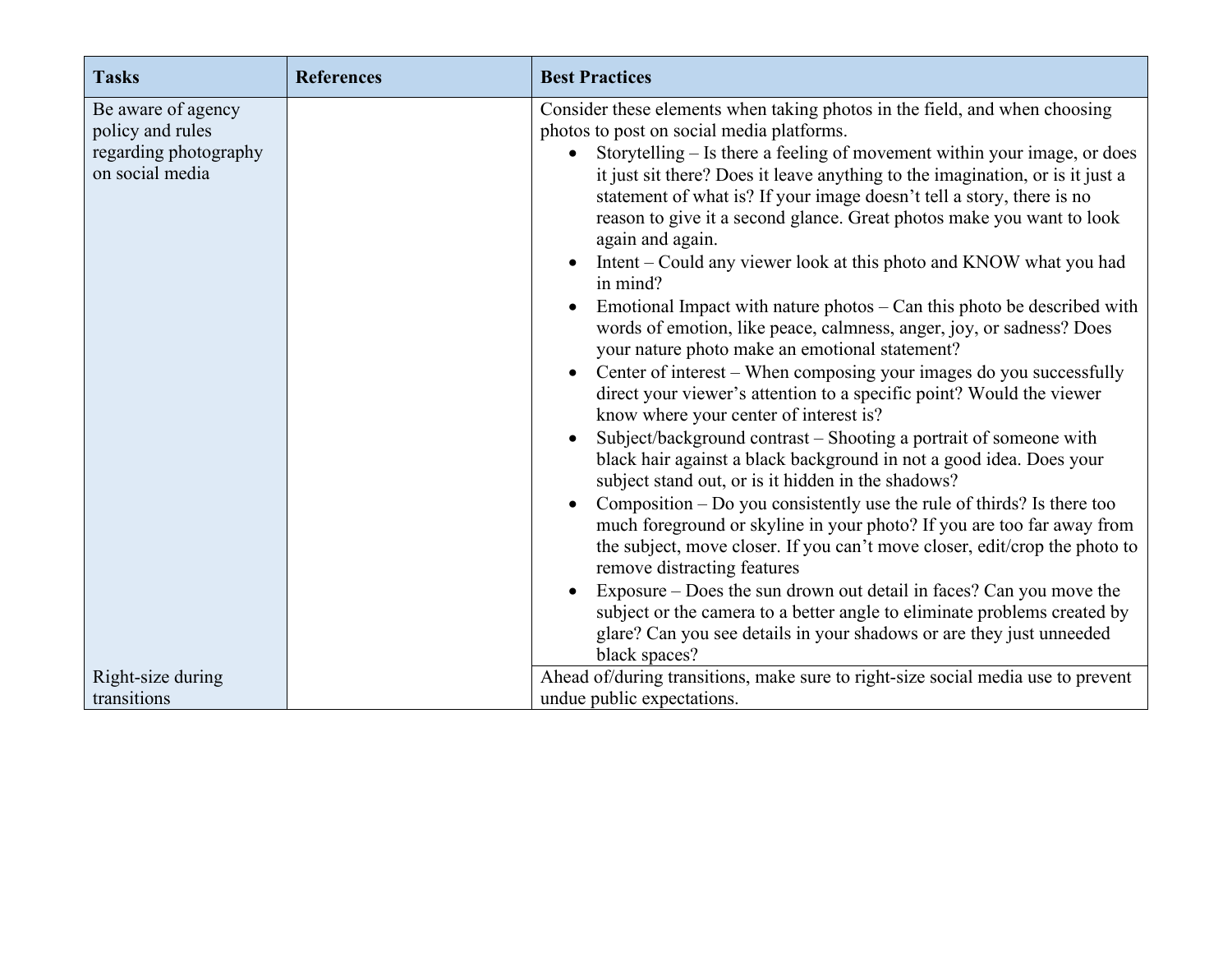| Tasks | References | Best Practices |
|---|---|---|
| Be aware of agency policy and rules regarding photography on social media | | Consider these elements when taking photos in the field, and when choosing photos to post on social media platforms.<br>• Storytelling – Is there a feeling of movement within your image, or does it just sit there? Does it leave anything to the imagination, or is it just a statement of what is? If your image doesn't tell a story, there is no reason to give it a second glance. Great photos make you want to look again and again.<br>• Intent – Could any viewer look at this photo and KNOW what you had in mind?<br>• Emotional Impact with nature photos – Can this photo be described with words of emotion, like peace, calmness, anger, joy, or sadness? Does your nature photo make an emotional statement?<br>• Center of interest – When composing your images do you successfully direct your viewer's attention to a specific point? Would the viewer know where your center of interest is?<br>• Subject/background contrast – Shooting a portrait of someone with black hair against a black background in not a good idea. Does your subject stand out, or is it hidden in the shadows?<br>• Composition – Do you consistently use the rule of thirds? Is there too much foreground or skyline in your photo? If you are too far away from the subject, move closer. If you can't move closer, edit/crop the photo to remove distracting features<br>• Exposure – Does the sun drown out detail in faces? Can you move the subject or the camera to a better angle to eliminate problems created by glare? Can you see details in your shadows or are they just unneeded black spaces? |
| Right-size during transitions | | Ahead of/during transitions, make sure to right-size social media use to prevent undue public expectations. |